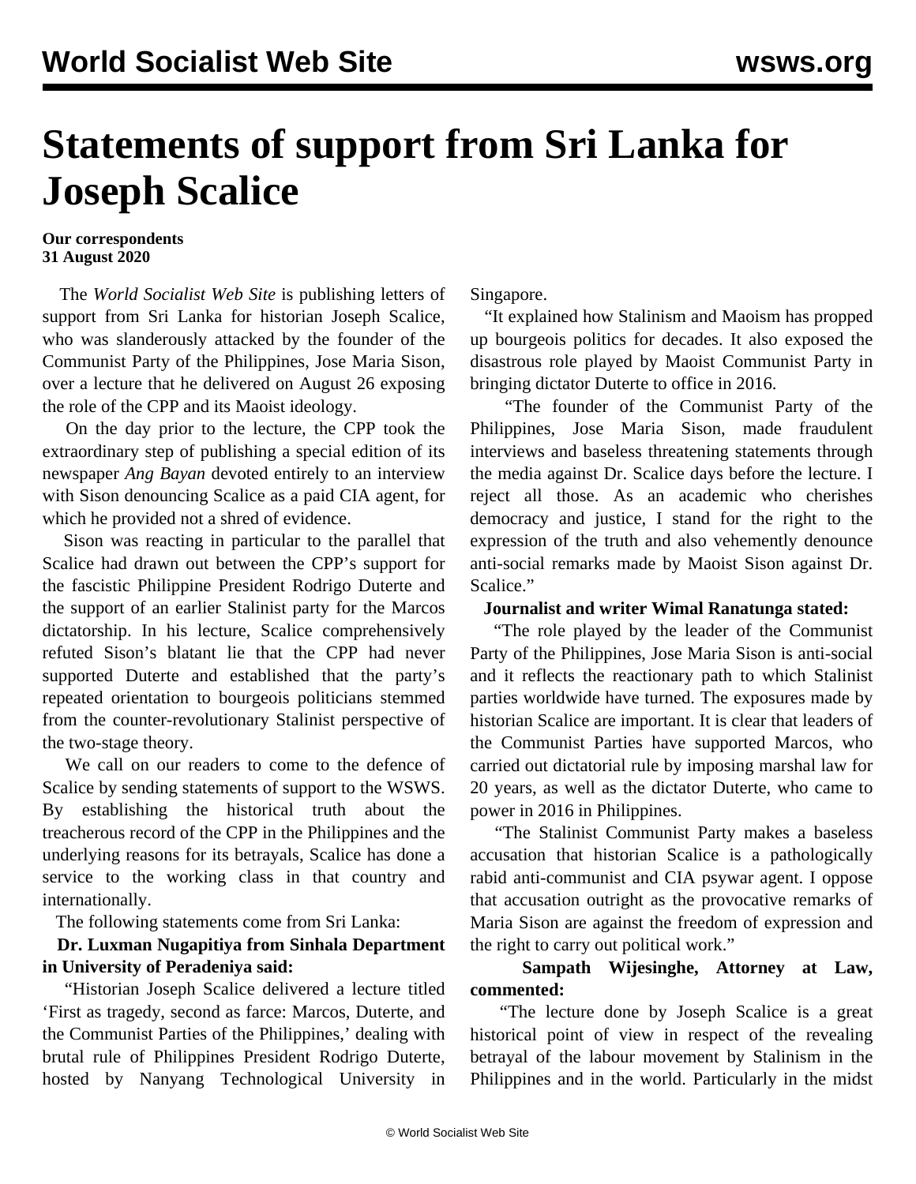# Statements of support from Sri Lanka for Joseph Scalice

**Our correspondents**
**31 August 2020**

The *World Socialist Web Site* is publishing letters of support from Sri Lanka for historian Joseph Scalice, who was slanderously attacked by the founder of the Communist Party of the Philippines, Jose Maria Sison, over a lecture that he delivered on August 26 exposing the role of the CPP and its Maoist ideology.

On the day prior to the lecture, the CPP took the extraordinary step of publishing a special edition of its newspaper *Ang Bayan* devoted entirely to an interview with Sison denouncing Scalice as a paid CIA agent, for which he provided not a shred of evidence.

Sison was reacting in particular to the parallel that Scalice had drawn out between the CPP's support for the fascistic Philippine President Rodrigo Duterte and the support of an earlier Stalinist party for the Marcos dictatorship. In his lecture, Scalice comprehensively refuted Sison's blatant lie that the CPP had never supported Duterte and established that the party's repeated orientation to bourgeois politicians stemmed from the counter-revolutionary Stalinist perspective of the two-stage theory.

We call on our readers to come to the defence of Scalice by sending statements of support to the WSWS. By establishing the historical truth about the treacherous record of the CPP in the Philippines and the underlying reasons for its betrayals, Scalice has done a service to the working class in that country and internationally.

The following statements come from Sri Lanka:

**Dr. Luxman Nugapitiya from Sinhala Department in University of Peradeniya said:**

"Historian Joseph Scalice delivered a lecture titled 'First as tragedy, second as farce: Marcos, Duterte, and the Communist Parties of the Philippines,' dealing with brutal rule of Philippines President Rodrigo Duterte, hosted by Nanyang Technological University in Singapore.

"It explained how Stalinism and Maoism has propped up bourgeois politics for decades. It also exposed the disastrous role played by Maoist Communist Party in bringing dictator Duterte to office in 2016.

"The founder of the Communist Party of the Philippines, Jose Maria Sison, made fraudulent interviews and baseless threatening statements through the media against Dr. Scalice days before the lecture. I reject all those. As an academic who cherishes democracy and justice, I stand for the right to the expression of the truth and also vehemently denounce anti-social remarks made by Maoist Sison against Dr. Scalice."

**Journalist and writer Wimal Ranatunga stated:**

"The role played by the leader of the Communist Party of the Philippines, Jose Maria Sison is anti-social and it reflects the reactionary path to which Stalinist parties worldwide have turned. The exposures made by historian Scalice are important. It is clear that leaders of the Communist Parties have supported Marcos, who carried out dictatorial rule by imposing marshal law for 20 years, as well as the dictator Duterte, who came to power in 2016 in Philippines.

"The Stalinist Communist Party makes a baseless accusation that historian Scalice is a pathologically rabid anti-communist and CIA psywar agent. I oppose that accusation outright as the provocative remarks of Maria Sison are against the freedom of expression and the right to carry out political work."

**Sampath Wijesinghe, Attorney at Law, commented:**

"The lecture done by Joseph Scalice is a great historical point of view in respect of the revealing betrayal of the labour movement by Stalinism in the Philippines and in the world. Particularly in the midst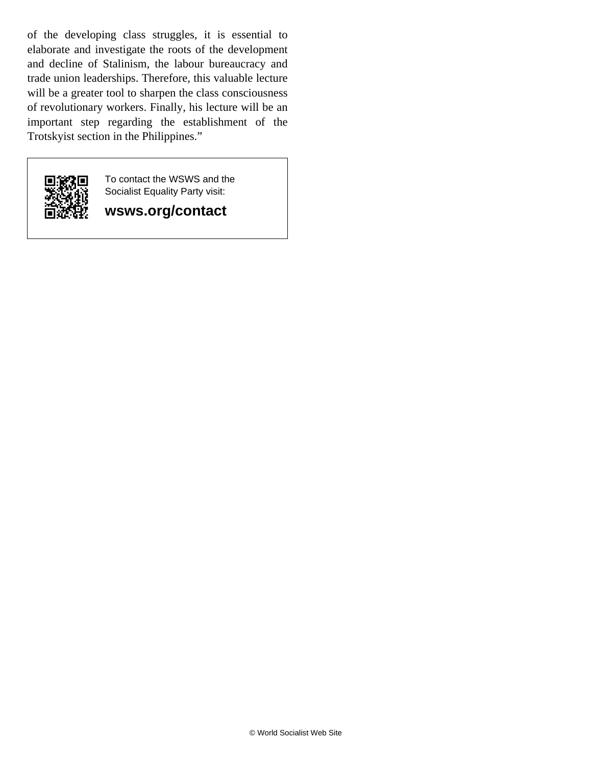of the developing class struggles, it is essential to elaborate and investigate the roots of the development and decline of Stalinism, the labour bureaucracy and trade union leaderships. Therefore, this valuable lecture will be a greater tool to sharpen the class consciousness of revolutionary workers. Finally, his lecture will be an important step regarding the establishment of the Trotskyist section in the Philippines."

To contact the WSWS and the Socialist Equality Party visit:

**wsws.org/contact**